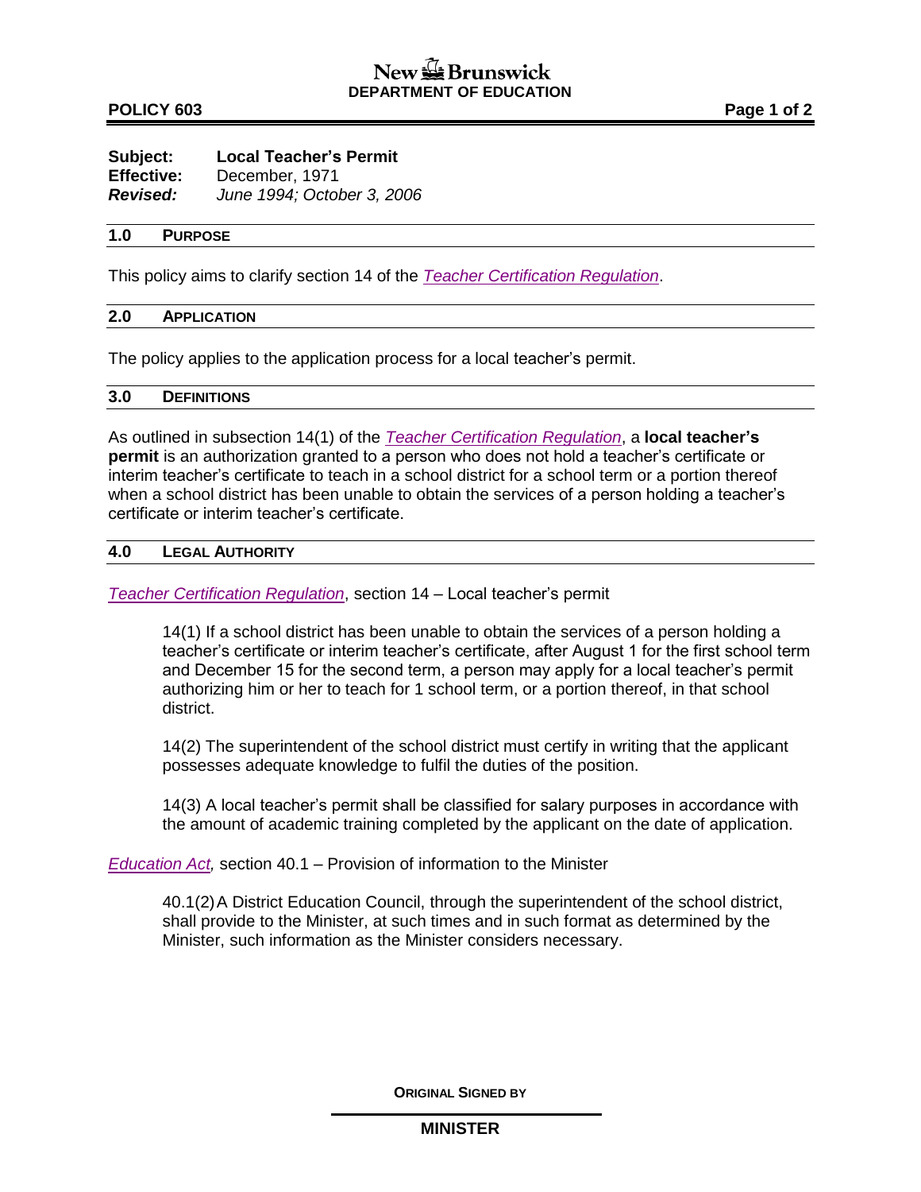New Brunswick
**DEPARTMENT OF EDUCATION**

**POLICY 603**

**Subject:** **Local Teacher's Permit**
**Effective:** December, 1971
***Revised:*** *June 1994; October 3, 2006*

## 1.0 PURPOSE

This policy aims to clarify section 14 of the *Teacher Certification Regulation*.

## 2.0 APPLICATION

The policy applies to the application process for a local teacher's permit.

## 3.0 DEFINITIONS

As outlined in subsection 14(1) of the *Teacher Certification Regulation*, a **local teacher's permit** is an authorization granted to a person who does not hold a teacher's certificate or interim teacher's certificate to teach in a school district for a school term or a portion thereof when a school district has been unable to obtain the services of a person holding a teacher's certificate or interim teacher's certificate.

## 4.0 LEGAL AUTHORITY

*Teacher Certification Regulation*, section 14 – Local teacher's permit

> 14(1) If a school district has been unable to obtain the services of a person holding a teacher's certificate or interim teacher's certificate, after August 1 for the first school term and December 15 for the second term, a person may apply for a local teacher's permit authorizing him or her to teach for 1 school term, or a portion thereof, in that school district.
>
> 14(2) The superintendent of the school district must certify in writing that the applicant possesses adequate knowledge to fulfil the duties of the position.
>
> 14(3) A local teacher's permit shall be classified for salary purposes in accordance with the amount of academic training completed by the applicant on the date of application.

*Education Act,* section 40.1 – Provision of information to the Minister

> 40.1(2) A District Education Council, through the superintendent of the school district, shall provide to the Minister, at such times and in such format as determined by the Minister, such information as the Minister considers necessary.

**ORIGINAL SIGNED BY**

**MINISTER**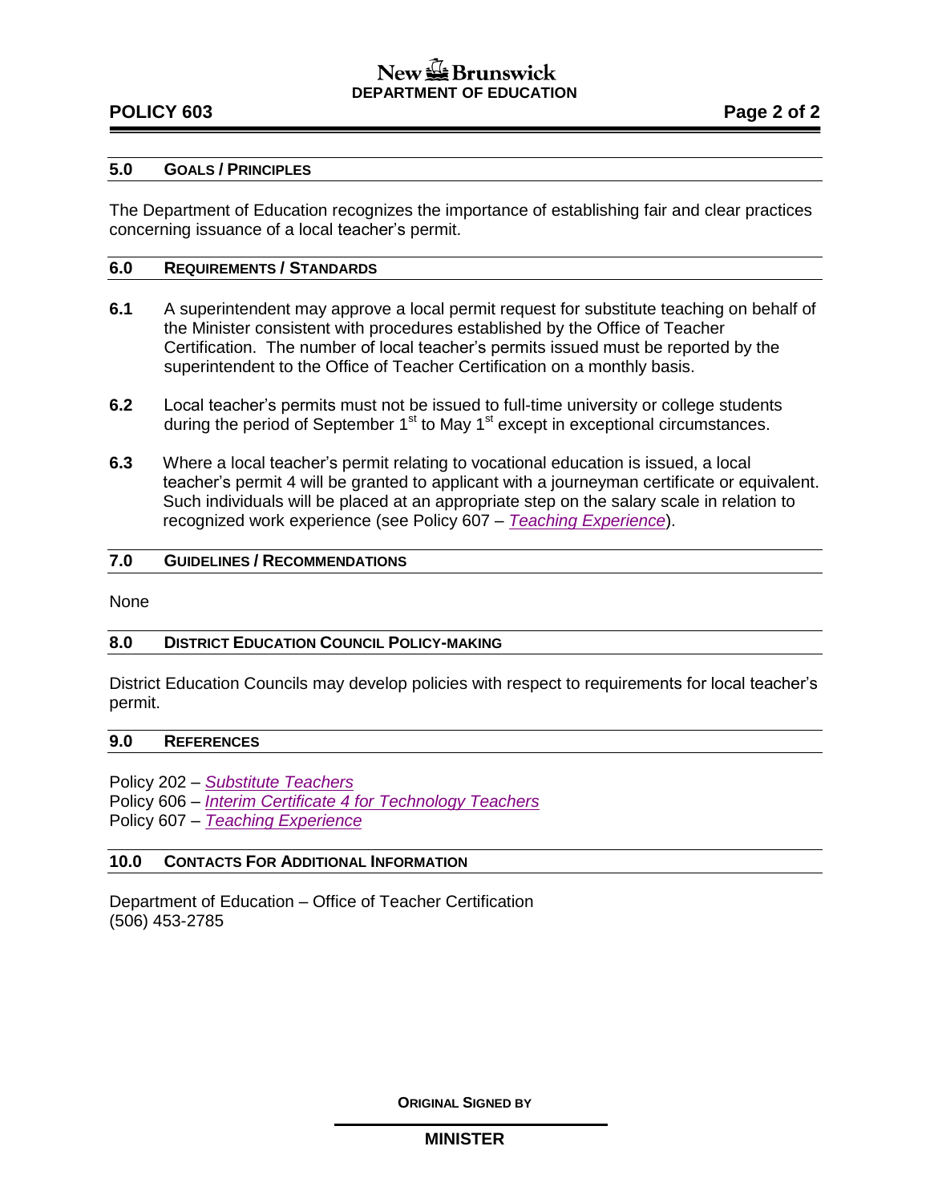## 5.0 GOALS / PRINCIPLES

The Department of Education recognizes the importance of establishing fair and clear practices concerning issuance of a local teacher's permit.

## 6.0 REQUIREMENTS / STANDARDS

**6.1** A superintendent may approve a local permit request for substitute teaching on behalf of the Minister consistent with procedures established by the Office of Teacher Certification. The number of local teacher's permits issued must be reported by the superintendent to the Office of Teacher Certification on a monthly basis.

**6.2** Local teacher's permits must not be issued to full-time university or college students during the period of September 1st to May 1st except in exceptional circumstances.

**6.3** Where a local teacher's permit relating to vocational education is issued, a local teacher's permit 4 will be granted to applicant with a journeyman certificate or equivalent. Such individuals will be placed at an appropriate step on the salary scale in relation to recognized work experience (see Policy 607 – *Teaching Experience*).

## 7.0 GUIDELINES / RECOMMENDATIONS

None

## 8.0 DISTRICT EDUCATION COUNCIL POLICY-MAKING

District Education Councils may develop policies with respect to requirements for local teacher's permit.

## 9.0 REFERENCES

Policy 202 – *Substitute Teachers*
Policy 606 – *Interim Certificate 4 for Technology Teachers*
Policy 607 – *Teaching Experience*

## 10.0 CONTACTS FOR ADDITIONAL INFORMATION

Department of Education – Office of Teacher Certification
(506) 453-2785

**ORIGINAL SIGNED BY**

**MINISTER**